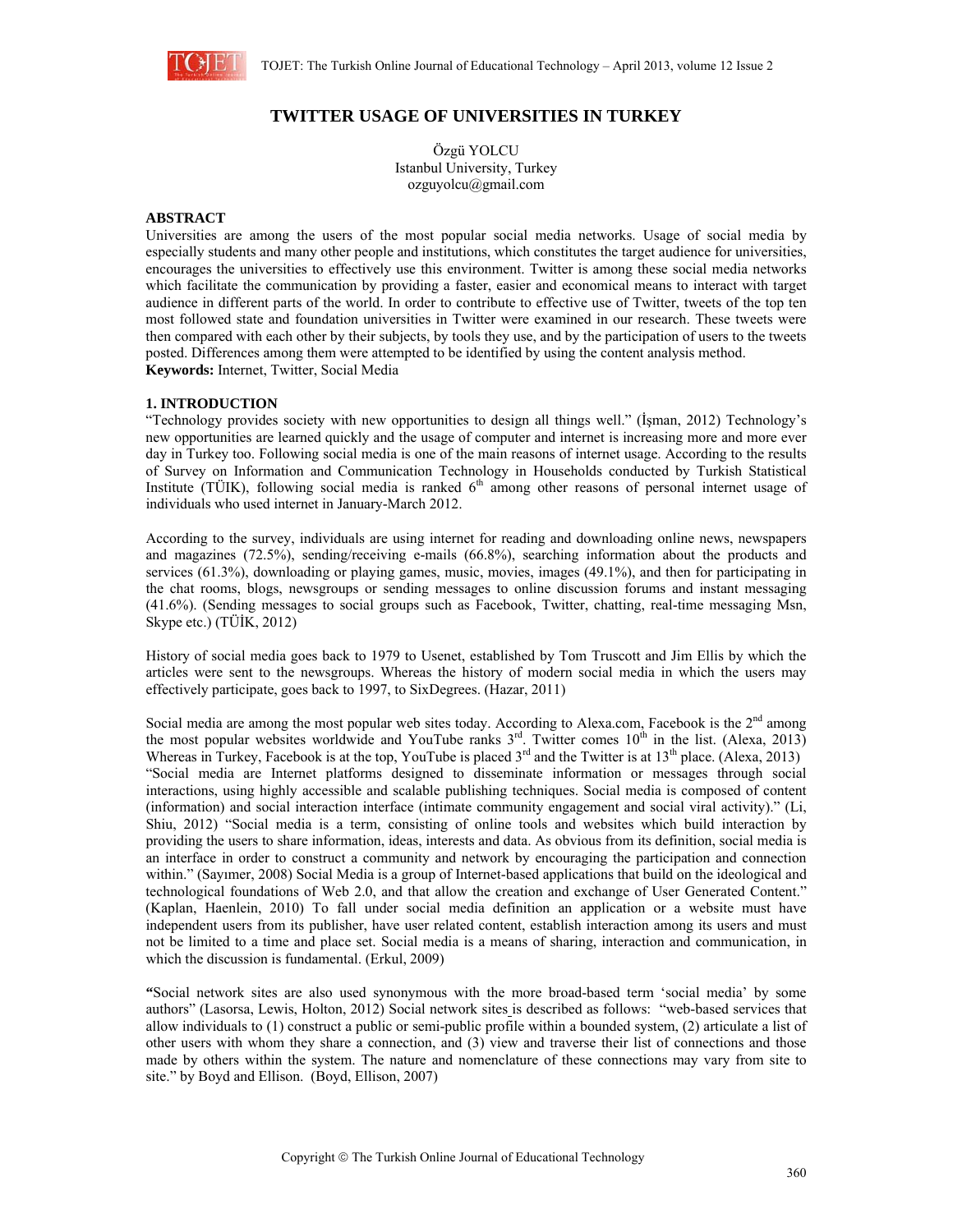# TWITTER USAGE OF UNIVERSITIES IN TURKEY

Özgü YOLCU
Istanbul University, Turkey
ozguyolcu@gmail.com

## ABSTRACT

Universities are among the users of the most popular social media networks. Usage of social media by especially students and many other people and institutions, which constitutes the target audience for universities, encourages the universities to effectively use this environment. Twitter is among these social media networks which facilitate the communication by providing a faster, easier and economical means to interact with target audience in different parts of the world. In order to contribute to effective use of Twitter, tweets of the top ten most followed state and foundation universities in Twitter were examined in our research. These tweets were then compared with each other by their subjects, by tools they use, and by the participation of users to the tweets posted. Differences among them were attempted to be identified by using the content analysis method.

**Keywords:** Internet, Twitter, Social Media

## 1. INTRODUCTION

"Technology provides society with new opportunities to design all things well." (İşman, 2012) Technology's new opportunities are learned quickly and the usage of computer and internet is increasing more and more ever day in Turkey too. Following social media is one of the main reasons of internet usage. According to the results of Survey on Information and Communication Technology in Households conducted by Turkish Statistical Institute (TÜIK), following social media is ranked 6th among other reasons of personal internet usage of individuals who used internet in January-March 2012.

According to the survey, individuals are using internet for reading and downloading online news, newspapers and magazines (72.5%), sending/receiving e-mails (66.8%), searching information about the products and services (61.3%), downloading or playing games, music, movies, images (49.1%), and then for participating in the chat rooms, blogs, newsgroups or sending messages to online discussion forums and instant messaging (41.6%). (Sending messages to social groups such as Facebook, Twitter, chatting, real-time messaging Msn, Skype etc.) (TÜİK, 2012)

History of social media goes back to 1979 to Usenet, established by Tom Truscott and Jim Ellis by which the articles were sent to the newsgroups. Whereas the history of modern social media in which the users may effectively participate, goes back to 1997, to SixDegrees. (Hazar, 2011)

Social media are among the most popular web sites today. According to Alexa.com, Facebook is the 2nd among the most popular websites worldwide and YouTube ranks 3rd. Twitter comes 10th in the list. (Alexa, 2013) Whereas in Turkey, Facebook is at the top, YouTube is placed 3rd and the Twitter is at 13th place. (Alexa, 2013) "Social media are Internet platforms designed to disseminate information or messages through social interactions, using highly accessible and scalable publishing techniques. Social media is composed of content (information) and social interaction interface (intimate community engagement and social viral activity)." (Li, Shiu, 2012) "Social media is a term, consisting of online tools and websites which build interaction by providing the users to share information, ideas, interests and data. As obvious from its definition, social media is an interface in order to construct a community and network by encouraging the participation and connection within." (Sayımer, 2008) Social Media is a group of Internet-based applications that build on the ideological and technological foundations of Web 2.0, and that allow the creation and exchange of User Generated Content." (Kaplan, Haenlein, 2010) To fall under social media definition an application or a website must have independent users from its publisher, have user related content, establish interaction among its users and must not be limited to a time and place set. Social media is a means of sharing, interaction and communication, in which the discussion is fundamental. (Erkul, 2009)

**"**Social network sites are also used synonymous with the more broad-based term 'social media' by some authors" (Lasorsa, Lewis, Holton, 2012) Social network sites is described as follows: "web-based services that allow individuals to (1) construct a public or semi-public profile within a bounded system, (2) articulate a list of other users with whom they share a connection, and (3) view and traverse their list of connections and those made by others within the system. The nature and nomenclature of these connections may vary from site to site." by Boyd and Ellison. (Boyd, Ellison, 2007)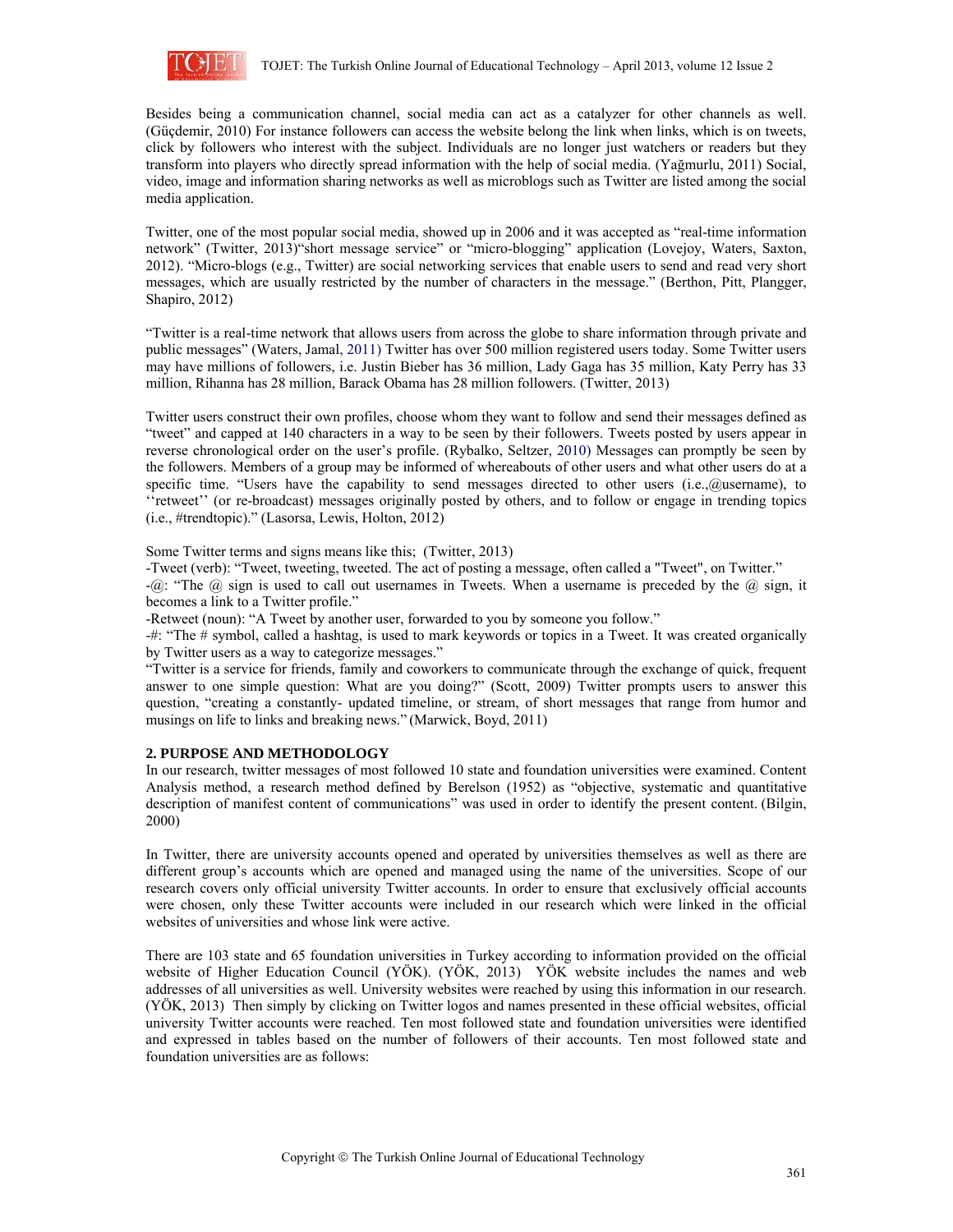Besides being a communication channel, social media can act as a catalyzer for other channels as well. (Güçdemir, 2010) For instance followers can access the website belong the link when links, which is on tweets, click by followers who interest with the subject. Individuals are no longer just watchers or readers but they transform into players who directly spread information with the help of social media. (Yağmurlu, 2011) Social, video, image and information sharing networks as well as microblogs such as Twitter are listed among the social media application.

Twitter, one of the most popular social media, showed up in 2006 and it was accepted as "real-time information network" (Twitter, 2013)"short message service" or "micro-blogging" application (Lovejoy, Waters, Saxton, 2012). "Micro-blogs (e.g., Twitter) are social networking services that enable users to send and read very short messages, which are usually restricted by the number of characters in the message." (Berthon, Pitt, Plangger, Shapiro, 2012)

"Twitter is a real-time network that allows users from across the globe to share information through private and public messages" (Waters, Jamal, 2011) Twitter has over 500 million registered users today. Some Twitter users may have millions of followers, i.e. Justin Bieber has 36 million, Lady Gaga has 35 million, Katy Perry has 33 million, Rihanna has 28 million, Barack Obama has 28 million followers. (Twitter, 2013)

Twitter users construct their own profiles, choose whom they want to follow and send their messages defined as "tweet" and capped at 140 characters in a way to be seen by their followers. Tweets posted by users appear in reverse chronological order on the user's profile. (Rybalko, Seltzer, 2010) Messages can promptly be seen by the followers. Members of a group may be informed of whereabouts of other users and what other users do at a specific time. "Users have the capability to send messages directed to other users (i.e.,@username), to ''retweet'' (or re-broadcast) messages originally posted by others, and to follow or engage in trending topics (i.e., #trendtopic)." (Lasorsa, Lewis, Holton, 2012)

Some Twitter terms and signs means like this; (Twitter, 2013)

-Tweet (verb): "Tweet, tweeting, tweeted. The act of posting a message, often called a "Tweet", on Twitter."

-@: "The @ sign is used to call out usernames in Tweets. When a username is preceded by the @ sign, it becomes a link to a Twitter profile."

-Retweet (noun): "A Tweet by another user, forwarded to you by someone you follow."

-#: "The # symbol, called a hashtag, is used to mark keywords or topics in a Tweet. It was created organically by Twitter users as a way to categorize messages."

"Twitter is a service for friends, family and coworkers to communicate through the exchange of quick, frequent answer to one simple question: What are you doing?" (Scott, 2009) Twitter prompts users to answer this question, "creating a constantly- updated timeline, or stream, of short messages that range from humor and musings on life to links and breaking news." (Marwick, Boyd, 2011)

## 2. PURPOSE AND METHODOLOGY

In our research, twitter messages of most followed 10 state and foundation universities were examined. Content Analysis method, a research method defined by Berelson (1952) as "objective, systematic and quantitative description of manifest content of communications" was used in order to identify the present content. (Bilgin, 2000)

In Twitter, there are university accounts opened and operated by universities themselves as well as there are different group's accounts which are opened and managed using the name of the universities. Scope of our research covers only official university Twitter accounts. In order to ensure that exclusively official accounts were chosen, only these Twitter accounts were included in our research which were linked in the official websites of universities and whose link were active.

There are 103 state and 65 foundation universities in Turkey according to information provided on the official website of Higher Education Council (YÖK). (YÖK, 2013) YÖK website includes the names and web addresses of all universities as well. University websites were reached by using this information in our research. (YÖK, 2013) Then simply by clicking on Twitter logos and names presented in these official websites, official university Twitter accounts were reached. Ten most followed state and foundation universities were identified and expressed in tables based on the number of followers of their accounts. Ten most followed state and foundation universities are as follows: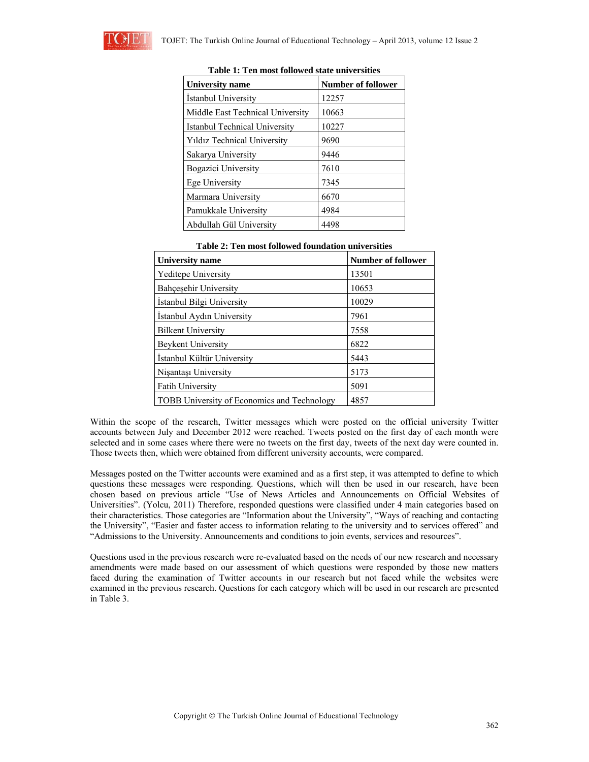**Table 1: Ten most followed state universities**

| University name | Number of follower |
|---|---|
| İstanbul University | 12257 |
| Middle East Technical University | 10663 |
| Istanbul Technical University | 10227 |
| Yıldız Technical University | 9690 |
| Sakarya University | 9446 |
| Bogazici University | 7610 |
| Ege University | 7345 |
| Marmara University | 6670 |
| Pamukkale University | 4984 |
| Abdullah Gül University | 4498 |

**Table 2: Ten most followed foundation universities**

| University name | Number of follower |
|---|---|
| Yeditepe University | 13501 |
| Bahçeşehir University | 10653 |
| İstanbul Bilgi University | 10029 |
| İstanbul Aydın University | 7961 |
| Bilkent University | 7558 |
| Beykent University | 6822 |
| İstanbul Kültür University | 5443 |
| Nişantaşı University | 5173 |
| Fatih University | 5091 |
| TOBB University of Economics and Technology | 4857 |

Within the scope of the research, Twitter messages which were posted on the official university Twitter accounts between July and December 2012 were reached. Tweets posted on the first day of each month were selected and in some cases where there were no tweets on the first day, tweets of the next day were counted in. Those tweets then, which were obtained from different university accounts, were compared.

Messages posted on the Twitter accounts were examined and as a first step, it was attempted to define to which questions these messages were responding. Questions, which will then be used in our research, have been chosen based on previous article "Use of News Articles and Announcements on Official Websites of Universities". (Yolcu, 2011) Therefore, responded questions were classified under 4 main categories based on their characteristics. Those categories are "Information about the University", "Ways of reaching and contacting the University", "Easier and faster access to information relating to the university and to services offered" and "Admissions to the University. Announcements and conditions to join events, services and resources".

Questions used in the previous research were re-evaluated based on the needs of our new research and necessary amendments were made based on our assessment of which questions were responded by those new matters faced during the examination of Twitter accounts in our research but not faced while the websites were examined in the previous research. Questions for each category which will be used in our research are presented in Table 3.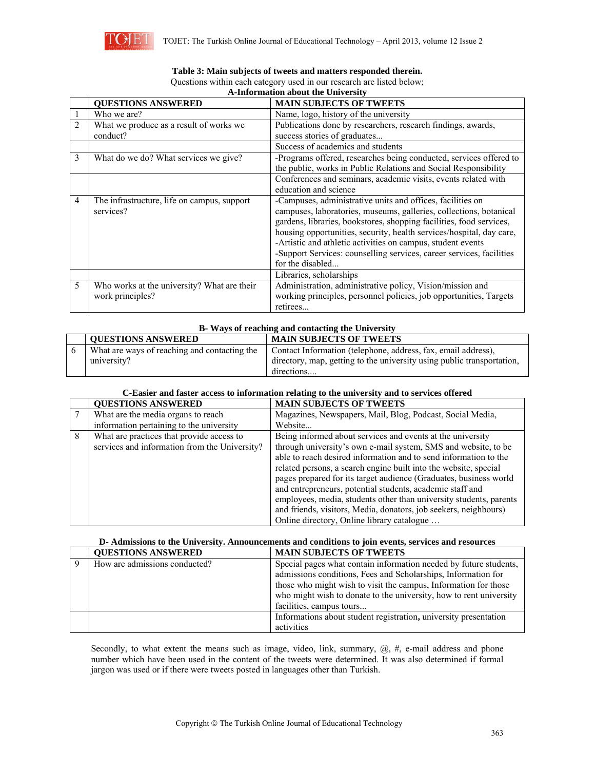**Table 3: Main subjects of tweets and matters responded therein.**

Questions within each category used in our research are listed below;

**A-Information about the University**

| | QUESTIONS ANSWERED | MAIN SUBJECTS OF TWEETS |
|---|---|---|
| 1 | Who we are? | Name, logo, history of the university |
| 2 | What we produce as a result of works we conduct? | Publications done by researchers, research findings, awards, success stories of graduates... |
| | | Success of academics and students |
| 3 | What do we do? What services we give? | -Programs offered, researches being conducted, services offered to the public, works in Public Relations and Social Responsibility |
| | | Conferences and seminars, academic visits, events related with education and science |
| 4 | The infrastructure, life on campus, support services? | -Campuses, administrative units and offices, facilities on campuses, laboratories, museums, galleries, collections, botanical gardens, libraries, bookstores, shopping facilities, food services, housing opportunities, security, health services/hospital, day care, -Artistic and athletic activities on campus, student events -Support Services: counselling services, career services, facilities for the disabled... |
| | | Libraries, scholarships |
| 5 | Who works at the university? What are their work principles? | Administration, administrative policy, Vision/mission and working principles, personnel policies, job opportunities, Targets retirees... |

**B- Ways of reaching and contacting the University**

| | QUESTIONS ANSWERED | MAIN SUBJECTS OF TWEETS |
|---|---|---|
| 6 | What are ways of reaching and contacting the university? | Contact Information (telephone, address, fax, email address), directory, map, getting to the university using public transportation, directions.... |

**C-Easier and faster access to information relating to the university and to services offered**

| | QUESTIONS ANSWERED | MAIN SUBJECTS OF TWEETS |
|---|---|---|
| 7 | What are the media organs to reach information pertaining to the university | Magazines, Newspapers, Mail, Blog, Podcast, Social Media, Website... |
| 8 | What are practices that provide access to services and information from the University? | Being informed about services and events at the university through university's own e-mail system, SMS and website, to be able to reach desired information and to send information to the related persons, a search engine built into the website, special pages prepared for its target audience (Graduates, business world and entrepreneurs, potential students, academic staff and employees, media, students other than university students, parents and friends, visitors, Media, donators, job seekers, neighbours) Online directory, Online library catalogue … |

**D- Admissions to the University. Announcements and conditions to join events, services and resources**

| | QUESTIONS ANSWERED | MAIN SUBJECTS OF TWEETS |
|---|---|---|
| 9 | How are admissions conducted? | Special pages what contain information needed by future students, admissions conditions, Fees and Scholarships, Information for those who might wish to visit the campus, Information for those who might wish to donate to the university, how to rent university facilities, campus tours... |
| | | Informations about student registration**,** university presentation activities |

Secondly, to what extent the means such as image, video, link, summary, @, #, e-mail address and phone number which have been used in the content of the tweets were determined. It was also determined if formal jargon was used or if there were tweets posted in languages other than Turkish.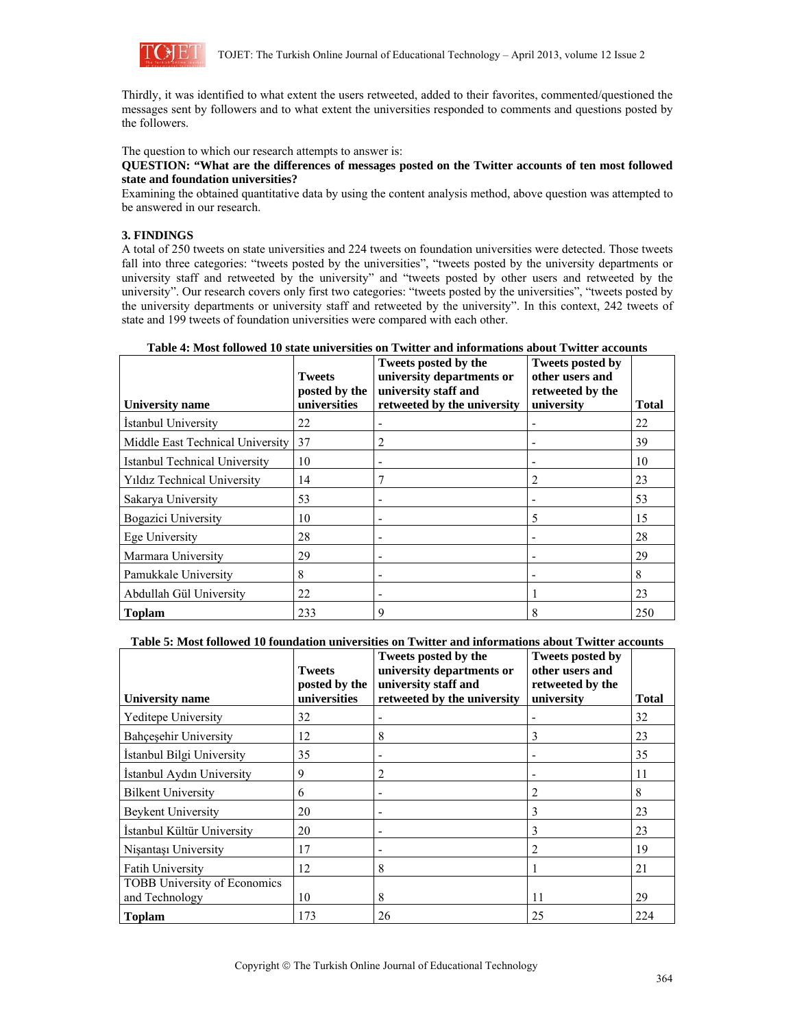Thirdly, it was identified to what extent the users retweeted, added to their favorites, commented/questioned the messages sent by followers and to what extent the universities responded to comments and questions posted by the followers.

The question to which our research attempts to answer is:

**QUESTION: "What are the differences of messages posted on the Twitter accounts of ten most followed state and foundation universities?**

Examining the obtained quantitative data by using the content analysis method, above question was attempted to be answered in our research.

## 3. FINDINGS

A total of 250 tweets on state universities and 224 tweets on foundation universities were detected. Those tweets fall into three categories: "tweets posted by the universities", "tweets posted by the university departments or university staff and retweeted by the university" and "tweets posted by other users and retweeted by the university". Our research covers only first two categories: "tweets posted by the universities", "tweets posted by the university departments or university staff and retweeted by the university". In this context, 242 tweets of state and 199 tweets of foundation universities were compared with each other.

**Table 4: Most followed 10 state universities on Twitter and informations about Twitter accounts**

| University name | Tweets posted by the universities | Tweets posted by the university departments or university staff and retweeted by the university | Tweets posted by other users and retweeted by the university | Total |
|---|---|---|---|---|
| İstanbul University | 22 | - | - | 22 |
| Middle East Technical University | 37 | 2 | - | 39 |
| Istanbul Technical University | 10 | - | - | 10 |
| Yıldız Technical University | 14 | 7 | 2 | 23 |
| Sakarya University | 53 | - | - | 53 |
| Bogazici University | 10 | - | 5 | 15 |
| Ege University | 28 | - | - | 28 |
| Marmara University | 29 | - | - | 29 |
| Pamukkale University | 8 | - | - | 8 |
| Abdullah Gül University | 22 | - | 1 | 23 |
| **Toplam** | 233 | 9 | 8 | 250 |

**Table 5: Most followed 10 foundation universities on Twitter and informations about Twitter accounts**

| University name | Tweets posted by the universities | Tweets posted by the university departments or university staff and retweeted by the university | Tweets posted by other users and retweeted by the university | Total |
|---|---|---|---|---|
| Yeditepe University | 32 | - | - | 32 |
| Bahçeşehir University | 12 | 8 | 3 | 23 |
| İstanbul Bilgi University | 35 | - | - | 35 |
| İstanbul Aydın University | 9 | 2 | - | 11 |
| Bilkent University | 6 | - | 2 | 8 |
| Beykent University | 20 | - | 3 | 23 |
| İstanbul Kültür University | 20 | - | 3 | 23 |
| Nişantaşı University | 17 | - | 2 | 19 |
| Fatih University | 12 | 8 | 1 | 21 |
| TOBB University of Economics and Technology | 10 | 8 | 11 | 29 |
| **Toplam** | 173 | 26 | 25 | 224 |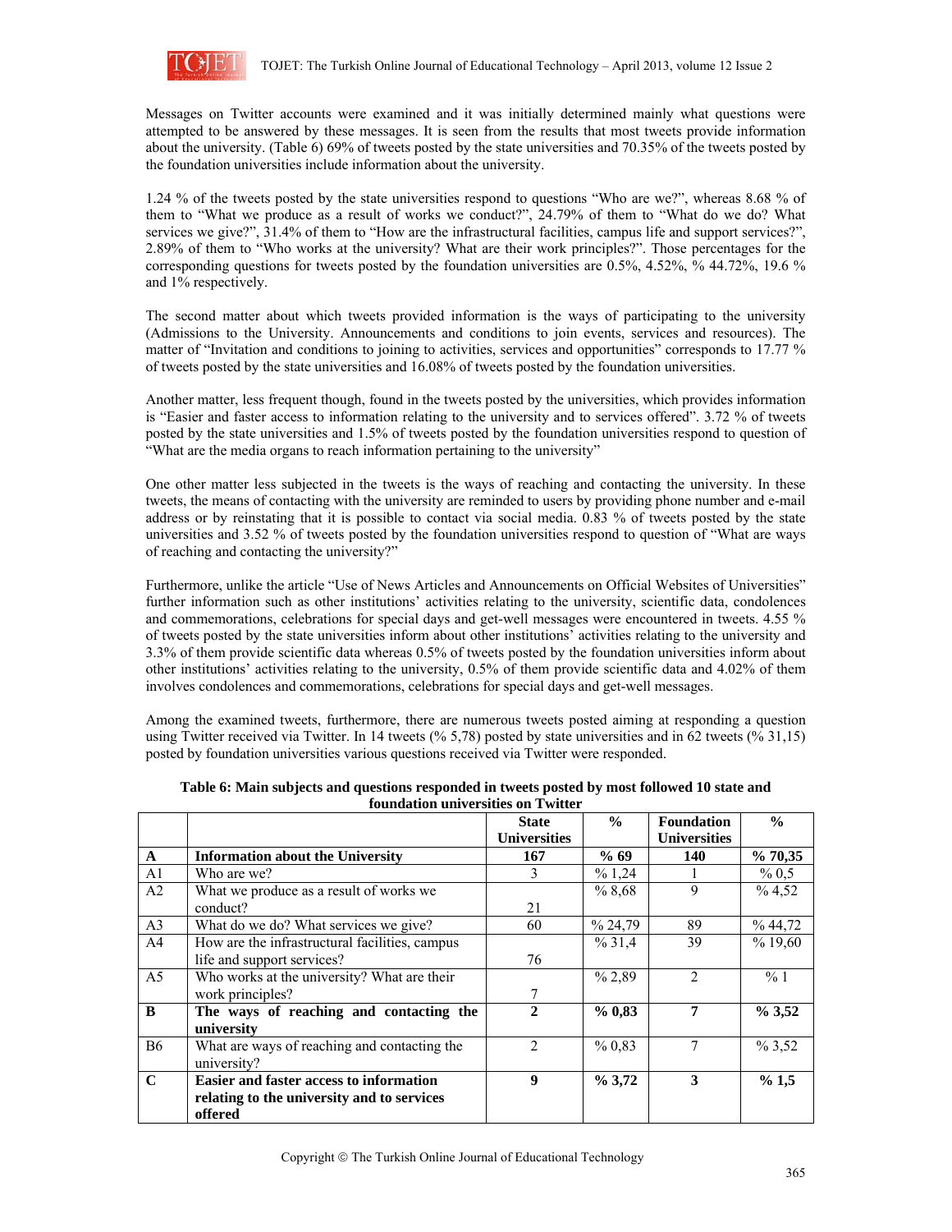Messages on Twitter accounts were examined and it was initially determined mainly what questions were attempted to be answered by these messages. It is seen from the results that most tweets provide information about the university. (Table 6) 69% of tweets posted by the state universities and 70.35% of the tweets posted by the foundation universities include information about the university.

1.24 % of the tweets posted by the state universities respond to questions "Who are we?", whereas 8.68 % of them to "What we produce as a result of works we conduct?", 24.79% of them to "What do we do? What services we give?", 31.4% of them to "How are the infrastructural facilities, campus life and support services?", 2.89% of them to "Who works at the university? What are their work principles?". Those percentages for the corresponding questions for tweets posted by the foundation universities are 0.5%, 4.52%, % 44.72%, 19.6 % and 1% respectively.

The second matter about which tweets provided information is the ways of participating to the university (Admissions to the University. Announcements and conditions to join events, services and resources). The matter of "Invitation and conditions to joining to activities, services and opportunities" corresponds to 17.77 % of tweets posted by the state universities and 16.08% of tweets posted by the foundation universities.

Another matter, less frequent though, found in the tweets posted by the universities, which provides information is "Easier and faster access to information relating to the university and to services offered". 3.72 % of tweets posted by the state universities and 1.5% of tweets posted by the foundation universities respond to question of "What are the media organs to reach information pertaining to the university"

One other matter less subjected in the tweets is the ways of reaching and contacting the university. In these tweets, the means of contacting with the university are reminded to users by providing phone number and e-mail address or by reinstating that it is possible to contact via social media. 0.83 % of tweets posted by the state universities and 3.52 % of tweets posted by the foundation universities respond to question of "What are ways of reaching and contacting the university?"

Furthermore, unlike the article "Use of News Articles and Announcements on Official Websites of Universities" further information such as other institutions' activities relating to the university, scientific data, condolences and commemorations, celebrations for special days and get-well messages were encountered in tweets. 4.55 % of tweets posted by the state universities inform about other institutions' activities relating to the university and 3.3% of them provide scientific data whereas 0.5% of tweets posted by the foundation universities inform about other institutions' activities relating to the university, 0.5% of them provide scientific data and 4.02% of them involves condolences and commemorations, celebrations for special days and get-well messages.

Among the examined tweets, furthermore, there are numerous tweets posted aiming at responding a question using Twitter received via Twitter. In 14 tweets (% 5,78) posted by state universities and in 62 tweets (% 31,15) posted by foundation universities various questions received via Twitter were responded.

**Table 6: Main subjects and questions responded in tweets posted by most followed 10 state and foundation universities on Twitter**

| | | **State Universities** | **%** | **Foundation Universities** | **%** |
|---|---|---|---|---|---|
| **A** | **Information about the University** | **167** | **% 69** | **140** | **% 70,35** |
| A1 | Who are we? | 3 | % 1,24 | 1 | % 0,5 |
| A2 | What we produce as a result of works we conduct? | 21 | % 8,68 | 9 | % 4,52 |
| A3 | What do we do? What services we give? | 60 | % 24,79 | 89 | % 44,72 |
| A4 | How are the infrastructural facilities, campus life and support services? | 76 | % 31,4 | 39 | % 19,60 |
| A5 | Who works at the university? What are their work principles? | 7 | % 2,89 | 2 | % 1 |
| **B** | **The ways of reaching and contacting the university** | **2** | **% 0,83** | **7** | **% 3,52** |
| B6 | What are ways of reaching and contacting the university? | 2 | % 0,83 | 7 | % 3,52 |
| **C** | **Easier and faster access to information relating to the university and to services offered** | **9** | **% 3,72** | **3** | **% 1,5** |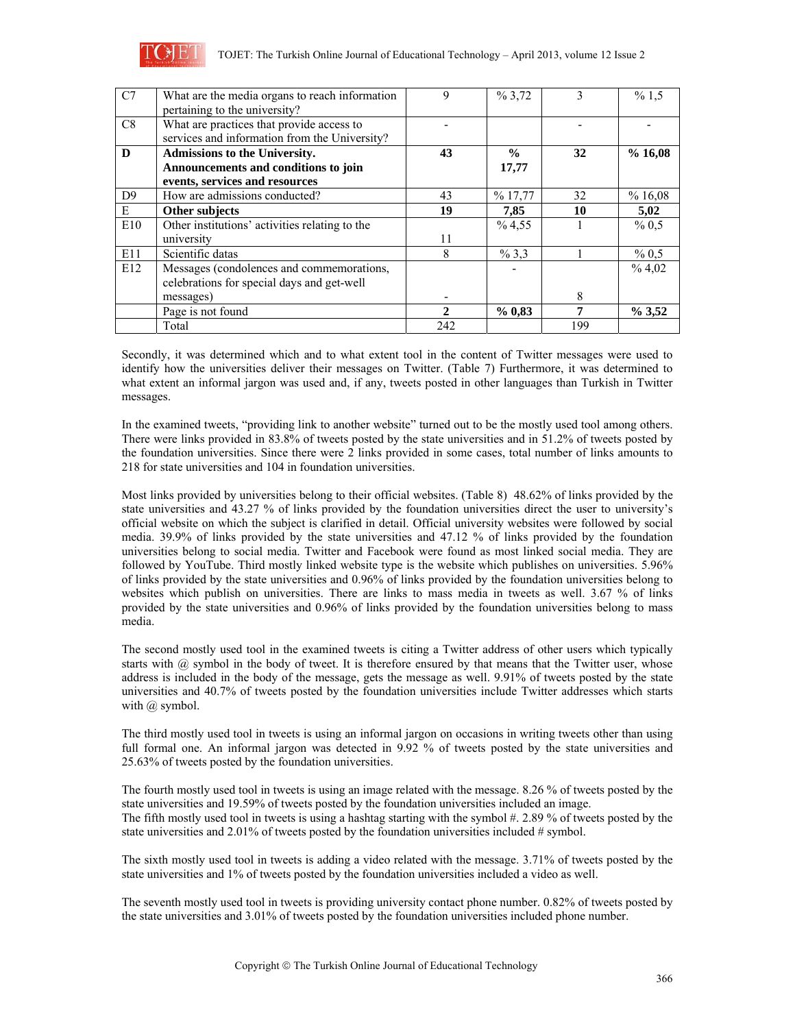| C7 | What are the media organs to reach information pertaining to the university? | 9 | % 3,72 | 3 | % 1,5 |
|---|---|---|---|---|---|
| C8 | What are practices that provide access to services and information from the University? | - | | - | - |
| **D** | **Admissions to the University. Announcements and conditions to join events, services and resources** | **43** | **% 17,77** | **32** | **% 16,08** |
| D9 | How are admissions conducted? | 43 | % 17,77 | 32 | % 16,08 |
| E | **Other subjects** | **19** | **7,85** | **10** | **5,02** |
| E10 | Other institutions' activities relating to the university | 11 | % 4,55 | 1 | % 0,5 |
| E11 | Scientific datas | 8 | % 3,3 | 1 | % 0,5 |
| E12 | Messages (condolences and commemorations, celebrations for special days and get-well messages) | - | - | 8 | % 4,02 |
| | Page is not found | **2** | **% 0,83** | **7** | **% 3,52** |
| | Total | 242 | | 199 | |

Secondly, it was determined which and to what extent tool in the content of Twitter messages were used to identify how the universities deliver their messages on Twitter. (Table 7) Furthermore, it was determined to what extent an informal jargon was used and, if any, tweets posted in other languages than Turkish in Twitter messages.

In the examined tweets, "providing link to another website" turned out to be the mostly used tool among others. There were links provided in 83.8% of tweets posted by the state universities and in 51.2% of tweets posted by the foundation universities. Since there were 2 links provided in some cases, total number of links amounts to 218 for state universities and 104 in foundation universities.

Most links provided by universities belong to their official websites. (Table 8) 48.62% of links provided by the state universities and 43.27 % of links provided by the foundation universities direct the user to university's official website on which the subject is clarified in detail. Official university websites were followed by social media. 39.9% of links provided by the state universities and 47.12 % of links provided by the foundation universities belong to social media. Twitter and Facebook were found as most linked social media. They are followed by YouTube. Third mostly linked website type is the website which publishes on universities. 5.96% of links provided by the state universities and 0.96% of links provided by the foundation universities belong to websites which publish on universities. There are links to mass media in tweets as well. 3.67 % of links provided by the state universities and 0.96% of links provided by the foundation universities belong to mass media.

The second mostly used tool in the examined tweets is citing a Twitter address of other users which typically starts with @ symbol in the body of tweet. It is therefore ensured by that means that the Twitter user, whose address is included in the body of the message, gets the message as well. 9.91% of tweets posted by the state universities and 40.7% of tweets posted by the foundation universities include Twitter addresses which starts with @ symbol.

The third mostly used tool in tweets is using an informal jargon on occasions in writing tweets other than using full formal one. An informal jargon was detected in 9.92 % of tweets posted by the state universities and 25.63% of tweets posted by the foundation universities.

The fourth mostly used tool in tweets is using an image related with the message. 8.26 % of tweets posted by the state universities and 19.59% of tweets posted by the foundation universities included an image.
The fifth mostly used tool in tweets is using a hashtag starting with the symbol #. 2.89 % of tweets posted by the state universities and 2.01% of tweets posted by the foundation universities included # symbol.

The sixth mostly used tool in tweets is adding a video related with the message. 3.71% of tweets posted by the state universities and 1% of tweets posted by the foundation universities included a video as well.

The seventh mostly used tool in tweets is providing university contact phone number. 0.82% of tweets posted by the state universities and 3.01% of tweets posted by the foundation universities included phone number.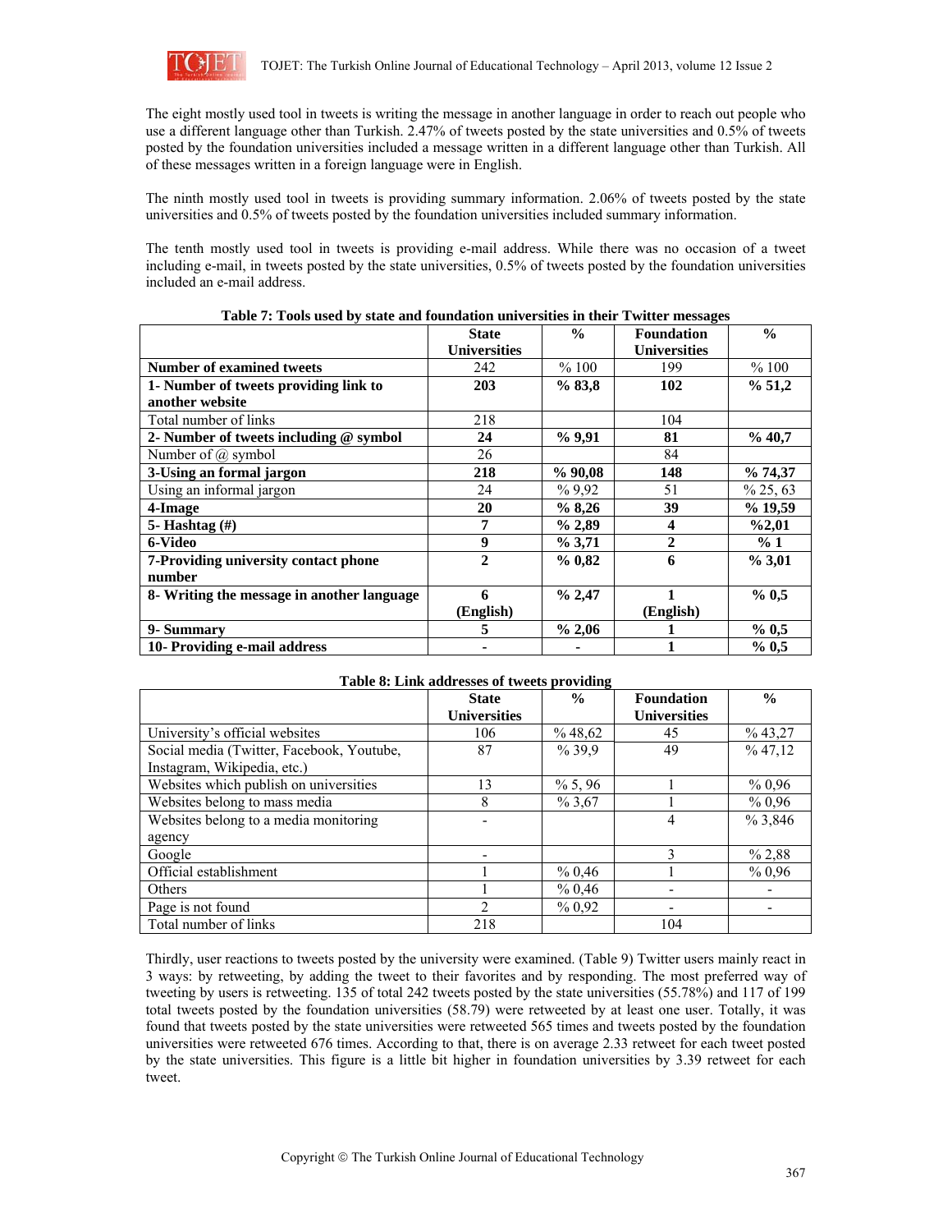The eight mostly used tool in tweets is writing the message in another language in order to reach out people who use a different language other than Turkish. 2.47% of tweets posted by the state universities and 0.5% of tweets posted by the foundation universities included a message written in a different language other than Turkish. All of these messages written in a foreign language were in English.

The ninth mostly used tool in tweets is providing summary information. 2.06% of tweets posted by the state universities and 0.5% of tweets posted by the foundation universities included summary information.

The tenth mostly used tool in tweets is providing e-mail address. While there was no occasion of a tweet including e-mail, in tweets posted by the state universities, 0.5% of tweets posted by the foundation universities included an e-mail address.

**Table 7: Tools used by state and foundation universities in their Twitter messages**

| | **State Universities** | **%** | **Foundation Universities** | **%** |
|---|---|---|---|---|
| **Number of examined tweets** | 242 | % 100 | 199 | % 100 |
| **1- Number of tweets providing link to another website** | **203** | **% 83,8** | **102** | **% 51,2** |
| Total number of links | 218 | | 104 | |
| **2- Number of tweets including @ symbol** | **24** | **% 9,91** | **81** | **% 40,7** |
| Number of @ symbol | 26 | | 84 | |
| **3-Using an formal jargon** | **218** | **% 90,08** | **148** | **% 74,37** |
| Using an informal jargon | 24 | % 9,92 | 51 | % 25, 63 |
| **4-Image** | **20** | **% 8,26** | **39** | **% 19,59** |
| **5- Hashtag (#)** | **7** | **% 2,89** | **4** | **%2,01** |
| **6-Video** | **9** | **% 3,71** | **2** | **% 1** |
| **7-Providing university contact phone number** | **2** | **% 0,82** | **6** | **% 3,01** |
| **8- Writing the message in another language** | **6 (English)** | **% 2,47** | **1 (English)** | **% 0,5** |
| **9- Summary** | **5** | **% 2,06** | **1** | **% 0,5** |
| **10- Providing e-mail address** | **-** | **-** | **1** | **% 0,5** |

**Table 8: Link addresses of tweets providing**

| | **State Universities** | **%** | **Foundation Universities** | **%** |
|---|---|---|---|---|
| University's official websites | 106 | % 48,62 | 45 | % 43,27 |
| Social media (Twitter, Facebook, Youtube, Instagram, Wikipedia, etc.) | 87 | % 39,9 | 49 | % 47,12 |
| Websites which publish on universities | 13 | % 5, 96 | 1 | % 0,96 |
| Websites belong to mass media | 8 | % 3,67 | 1 | % 0,96 |
| Websites belong to a media monitoring agency | - | | 4 | % 3,846 |
| Google | - | | 3 | % 2,88 |
| Official establishment | 1 | % 0,46 | 1 | % 0,96 |
| Others | 1 | % 0,46 | - | - |
| Page is not found | 2 | % 0,92 | - | - |
| Total number of links | 218 | | 104 | |

Thirdly, user reactions to tweets posted by the university were examined. (Table 9) Twitter users mainly react in 3 ways: by retweeting, by adding the tweet to their favorites and by responding. The most preferred way of tweeting by users is retweeting. 135 of total 242 tweets posted by the state universities (55.78%) and 117 of 199 total tweets posted by the foundation universities (58.79) were retweeted by at least one user. Totally, it was found that tweets posted by the state universities were retweeted 565 times and tweets posted by the foundation universities were retweeted 676 times. According to that, there is on average 2.33 retweet for each tweet posted by the state universities. This figure is a little bit higher in foundation universities by 3.39 retweet for each tweet.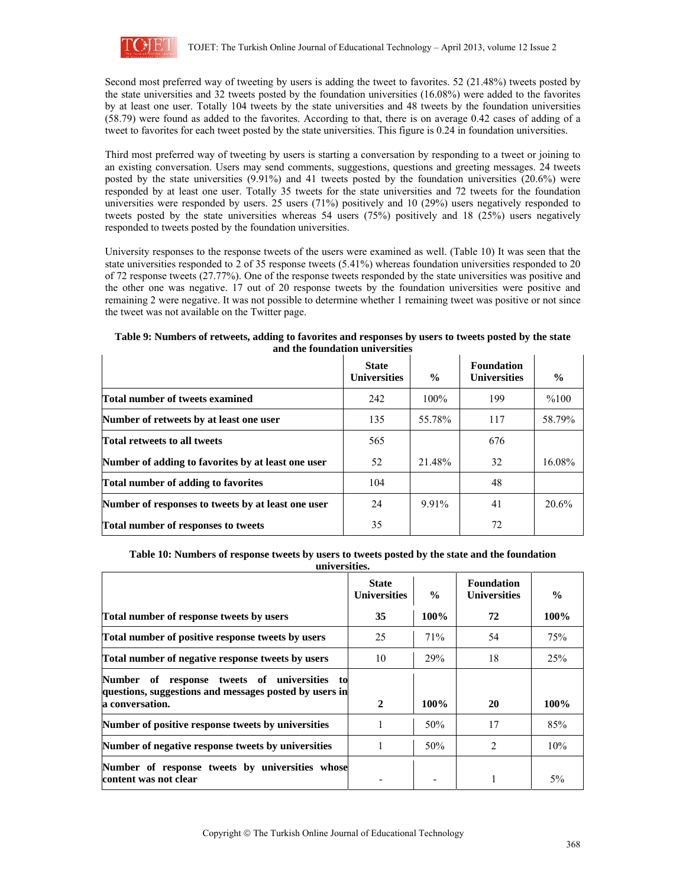Second most preferred way of tweeting by users is adding the tweet to favorites. 52 (21.48%) tweets posted by the state universities and 32 tweets posted by the foundation universities (16.08%) were added to the favorites by at least one user. Totally 104 tweets by the state universities and 48 tweets by the foundation universities (58.79) were found as added to the favorites. According to that, there is on average 0.42 cases of adding of a tweet to favorites for each tweet posted by the state universities. This figure is 0.24 in foundation universities.

Third most preferred way of tweeting by users is starting a conversation by responding to a tweet or joining to an existing conversation. Users may send comments, suggestions, questions and greeting messages. 24 tweets posted by the state universities (9.91%) and 41 tweets posted by the foundation universities (20.6%) were responded by at least one user. Totally 35 tweets for the state universities and 72 tweets for the foundation universities were responded by users. 25 users (71%) positively and 10 (29%) users negatively responded to tweets posted by the state universities whereas 54 users (75%) positively and 18 (25%) users negatively responded to tweets posted by the foundation universities.

University responses to the response tweets of the users were examined as well. (Table 10) It was seen that the state universities responded to 2 of 35 response tweets (5.41%) whereas foundation universities responded to 20 of 72 response tweets (27.77%). One of the response tweets responded by the state universities was positive and the other one was negative. 17 out of 20 response tweets by the foundation universities were positive and remaining 2 were negative. It was not possible to determine whether 1 remaining tweet was positive or not since the tweet was not available on the Twitter page.

**Table 9: Numbers of retweets, adding to favorites and responses by users to tweets posted by the state and the foundation universities**

| | State Universities | % | Foundation Universities | % |
|---|---|---|---|---|
| **Total number of tweets examined** | 242 | 100% | 199 | %100 |
| **Number of retweets by at least one user** | 135 | 55.78% | 117 | 58.79% |
| **Total retweets to all tweets** | 565 | | 676 | |
| **Number of adding to favorites by at least one user** | 52 | 21.48% | 32 | 16.08% |
| **Total number of adding to favorites** | 104 | | 48 | |
| **Number of responses to tweets by at least one user** | 24 | 9.91% | 41 | 20.6% |
| **Total number of responses to tweets** | 35 | | 72 | |

**Table 10: Numbers of response tweets by users to tweets posted by the state and the foundation universities.**

| | State Universities | % | Foundation Universities | % |
|---|---|---|---|---|
| **Total number of response tweets by users** | **35** | **100%** | **72** | **100%** |
| **Total number of positive response tweets by users** | 25 | 71% | 54 | 75% |
| **Total number of negative response tweets by users** | 10 | 29% | 18 | 25% |
| **Number of response tweets of universities to questions, suggestions and messages posted by users in a conversation.** | **2** | **100%** | **20** | **100%** |
| **Number of positive response tweets by universities** | 1 | 50% | 17 | 85% |
| **Number of negative response tweets by universities** | 1 | 50% | 2 | 10% |
| **Number of response tweets by universities whose content was not clear** | - | - | 1 | 5% |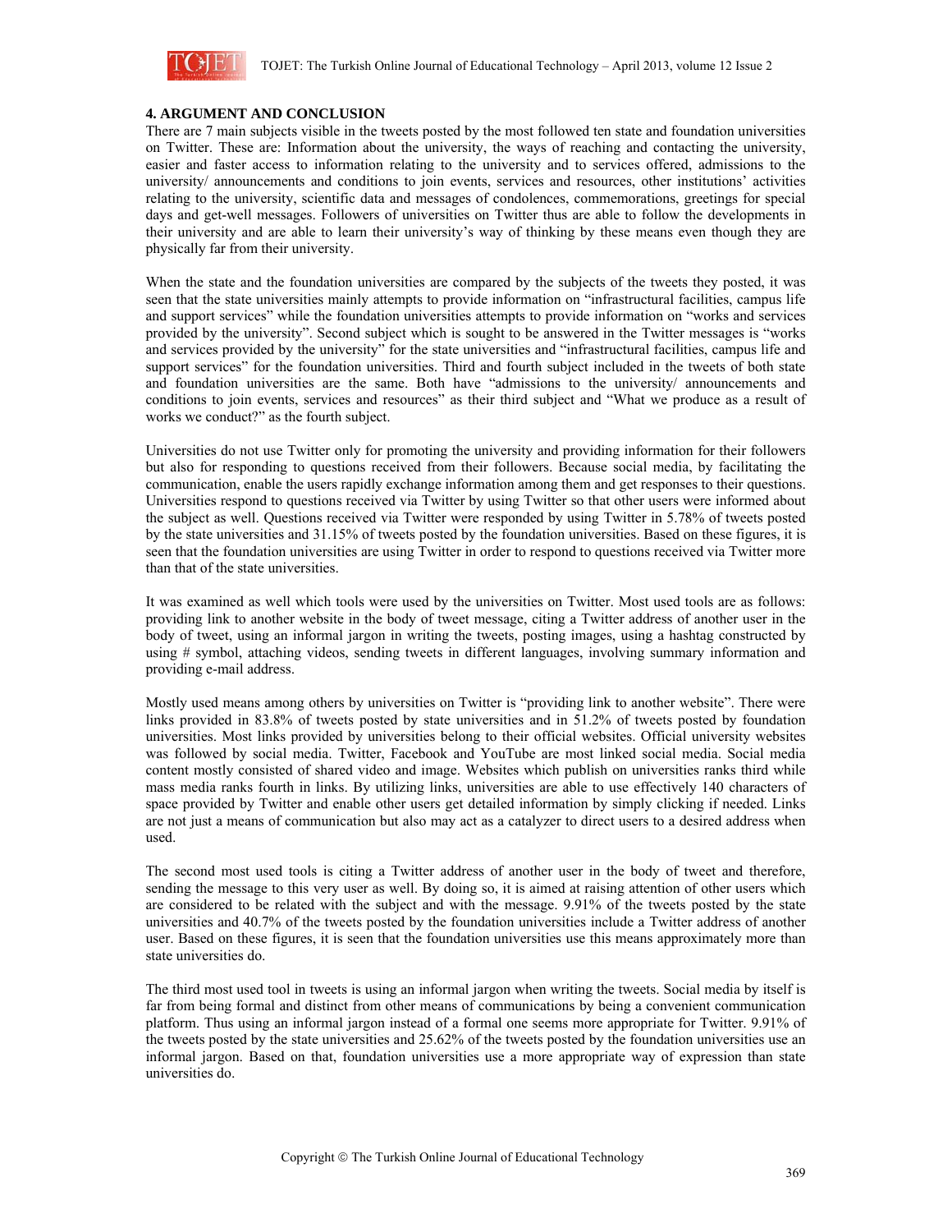## 4. ARGUMENT AND CONCLUSION

There are 7 main subjects visible in the tweets posted by the most followed ten state and foundation universities on Twitter. These are: Information about the university, the ways of reaching and contacting the university, easier and faster access to information relating to the university and to services offered, admissions to the university/ announcements and conditions to join events, services and resources, other institutions' activities relating to the university, scientific data and messages of condolences, commemorations, greetings for special days and get-well messages. Followers of universities on Twitter thus are able to follow the developments in their university and are able to learn their university's way of thinking by these means even though they are physically far from their university.

When the state and the foundation universities are compared by the subjects of the tweets they posted, it was seen that the state universities mainly attempts to provide information on "infrastructural facilities, campus life and support services" while the foundation universities attempts to provide information on "works and services provided by the university". Second subject which is sought to be answered in the Twitter messages is "works and services provided by the university" for the state universities and "infrastructural facilities, campus life and support services" for the foundation universities. Third and fourth subject included in the tweets of both state and foundation universities are the same. Both have "admissions to the university/ announcements and conditions to join events, services and resources" as their third subject and "What we produce as a result of works we conduct?" as the fourth subject.

Universities do not use Twitter only for promoting the university and providing information for their followers but also for responding to questions received from their followers. Because social media, by facilitating the communication, enable the users rapidly exchange information among them and get responses to their questions. Universities respond to questions received via Twitter by using Twitter so that other users were informed about the subject as well. Questions received via Twitter were responded by using Twitter in 5.78% of tweets posted by the state universities and 31.15% of tweets posted by the foundation universities. Based on these figures, it is seen that the foundation universities are using Twitter in order to respond to questions received via Twitter more than that of the state universities.

It was examined as well which tools were used by the universities on Twitter. Most used tools are as follows: providing link to another website in the body of tweet message, citing a Twitter address of another user in the body of tweet, using an informal jargon in writing the tweets, posting images, using a hashtag constructed by using # symbol, attaching videos, sending tweets in different languages, involving summary information and providing e-mail address.

Mostly used means among others by universities on Twitter is "providing link to another website". There were links provided in 83.8% of tweets posted by state universities and in 51.2% of tweets posted by foundation universities. Most links provided by universities belong to their official websites. Official university websites was followed by social media. Twitter, Facebook and YouTube are most linked social media. Social media content mostly consisted of shared video and image. Websites which publish on universities ranks third while mass media ranks fourth in links. By utilizing links, universities are able to use effectively 140 characters of space provided by Twitter and enable other users get detailed information by simply clicking if needed. Links are not just a means of communication but also may act as a catalyzer to direct users to a desired address when used.

The second most used tools is citing a Twitter address of another user in the body of tweet and therefore, sending the message to this very user as well. By doing so, it is aimed at raising attention of other users which are considered to be related with the subject and with the message. 9.91% of the tweets posted by the state universities and 40.7% of the tweets posted by the foundation universities include a Twitter address of another user. Based on these figures, it is seen that the foundation universities use this means approximately more than state universities do.

The third most used tool in tweets is using an informal jargon when writing the tweets. Social media by itself is far from being formal and distinct from other means of communications by being a convenient communication platform. Thus using an informal jargon instead of a formal one seems more appropriate for Twitter. 9.91% of the tweets posted by the state universities and 25.62% of the tweets posted by the foundation universities use an informal jargon. Based on that, foundation universities use a more appropriate way of expression than state universities do.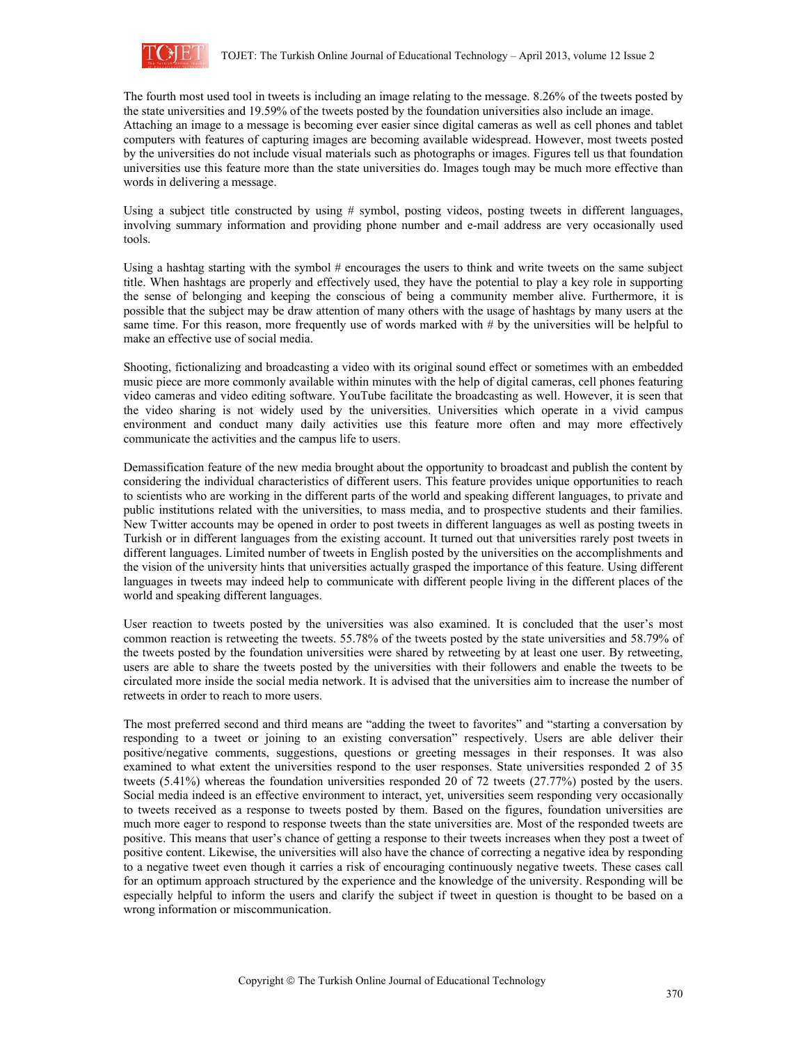The fourth most used tool in tweets is including an image relating to the message. 8.26% of the tweets posted by the state universities and 19.59% of the tweets posted by the foundation universities also include an image. Attaching an image to a message is becoming ever easier since digital cameras as well as cell phones and tablet computers with features of capturing images are becoming available widespread. However, most tweets posted by the universities do not include visual materials such as photographs or images. Figures tell us that foundation universities use this feature more than the state universities do. Images tough may be much more effective than words in delivering a message.

Using a subject title constructed by using # symbol, posting videos, posting tweets in different languages, involving summary information and providing phone number and e-mail address are very occasionally used tools.

Using a hashtag starting with the symbol # encourages the users to think and write tweets on the same subject title. When hashtags are properly and effectively used, they have the potential to play a key role in supporting the sense of belonging and keeping the conscious of being a community member alive. Furthermore, it is possible that the subject may be draw attention of many others with the usage of hashtags by many users at the same time. For this reason, more frequently use of words marked with # by the universities will be helpful to make an effective use of social media.

Shooting, fictionalizing and broadcasting a video with its original sound effect or sometimes with an embedded music piece are more commonly available within minutes with the help of digital cameras, cell phones featuring video cameras and video editing software. YouTube facilitate the broadcasting as well. However, it is seen that the video sharing is not widely used by the universities. Universities which operate in a vivid campus environment and conduct many daily activities use this feature more often and may more effectively communicate the activities and the campus life to users.

Demassification feature of the new media brought about the opportunity to broadcast and publish the content by considering the individual characteristics of different users. This feature provides unique opportunities to reach to scientists who are working in the different parts of the world and speaking different languages, to private and public institutions related with the universities, to mass media, and to prospective students and their families. New Twitter accounts may be opened in order to post tweets in different languages as well as posting tweets in Turkish or in different languages from the existing account. It turned out that universities rarely post tweets in different languages. Limited number of tweets in English posted by the universities on the accomplishments and the vision of the university hints that universities actually grasped the importance of this feature. Using different languages in tweets may indeed help to communicate with different people living in the different places of the world and speaking different languages.

User reaction to tweets posted by the universities was also examined. It is concluded that the user's most common reaction is retweeting the tweets. 55.78% of the tweets posted by the state universities and 58.79% of the tweets posted by the foundation universities were shared by retweeting by at least one user. By retweeting, users are able to share the tweets posted by the universities with their followers and enable the tweets to be circulated more inside the social media network. It is advised that the universities aim to increase the number of retweets in order to reach to more users.

The most preferred second and third means are "adding the tweet to favorites" and "starting a conversation by responding to a tweet or joining to an existing conversation" respectively. Users are able deliver their positive/negative comments, suggestions, questions or greeting messages in their responses. It was also examined to what extent the universities respond to the user responses. State universities responded 2 of 35 tweets (5.41%) whereas the foundation universities responded 20 of 72 tweets (27.77%) posted by the users. Social media indeed is an effective environment to interact, yet, universities seem responding very occasionally to tweets received as a response to tweets posted by them. Based on the figures, foundation universities are much more eager to respond to response tweets than the state universities are. Most of the responded tweets are positive. This means that user's chance of getting a response to their tweets increases when they post a tweet of positive content. Likewise, the universities will also have the chance of correcting a negative idea by responding to a negative tweet even though it carries a risk of encouraging continuously negative tweets. These cases call for an optimum approach structured by the experience and the knowledge of the university. Responding will be especially helpful to inform the users and clarify the subject if tweet in question is thought to be based on a wrong information or miscommunication.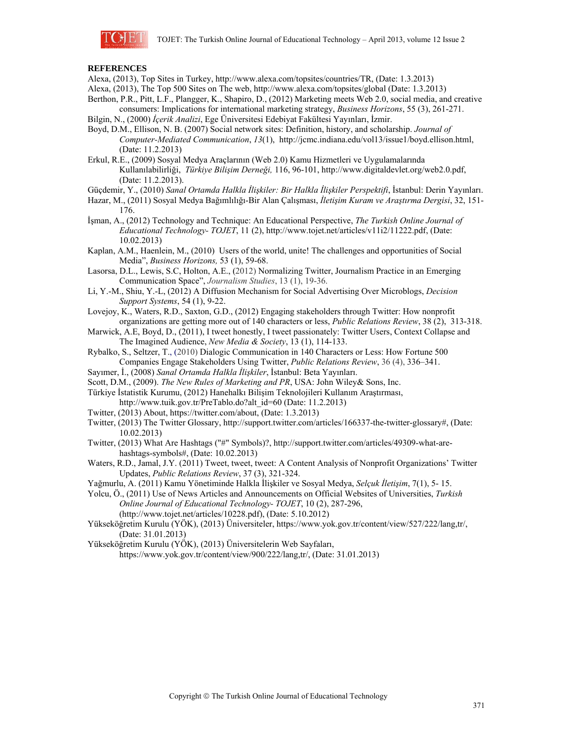**REFERENCES**

Alexa, (2013), Top Sites in Turkey, http://www.alexa.com/topsites/countries/TR, (Date: 1.3.2013)

Alexa, (2013), The Top 500 Sites on The web, http://www.alexa.com/topsites/global (Date: 1.3.2013)

Berthon, P.R., Pitt, L.F., Plangger, K., Shapiro, D., (2012) Marketing meets Web 2.0, social media, and creative consumers: Implications for international marketing strategy, *Business Horizons*, 55 (3), 261-271.

Bilgin, N., (2000) *İçerik Analizi*, Ege Üniversitesi Edebiyat Fakültesi Yayınları, İzmir.

Boyd, D.M., Ellison, N. B. (2007) Social network sites: Definition, history, and scholarship. *Journal of Computer-Mediated Communication*, *13*(1), http://jcmc.indiana.edu/vol13/issue1/boyd.ellison.html, (Date: 11.2.2013)

Erkul, R.E., (2009) Sosyal Medya Araçlarının (Web 2.0) Kamu Hizmetleri ve Uygulamalarında Kullanılabilirliği, *Türkiye Bilişim Derneği,* 116, 96-101, http://www.digitaldevlet.org/web2.0.pdf, (Date: 11.2.2013).

Güçdemir, Y., (2010) *Sanal Ortamda Halkla İlişkiler: Bir Halkla İlişkiler Perspektifi*, İstanbul: Derin Yayınları.

Hazar, M., (2011) Sosyal Medya Bağımlılığı-Bir Alan Çalışması, *İletişim Kuram ve Araştırma Dergisi*, 32, 151-176.

İşman, A., (2012) Technology and Technique: An Educational Perspective, *The Turkish Online Journal of Educational Technology- TOJET*, 11 (2), http://www.tojet.net/articles/v11i2/11222.pdf, (Date: 10.02.2013)

Kaplan, A.M., Haenlein, M., (2010) Users of the world, unite! The challenges and opportunities of Social Media", *Business Horizons,* 53 (1), 59-68.

Lasorsa, D.L., Lewis, S.C, Holton, A.E., (2012) Normalizing Twitter, Journalism Practice in an Emerging Communication Space", *Journalism Studies*, 13 (1), 19-36.

Li, Y.-M., Shiu, Y.-L, (2012) A Diffusion Mechanism for Social Advertising Over Microblogs, *Decision Support Systems*, 54 (1), 9-22.

Lovejoy, K., Waters, R.D., Saxton, G.D., (2012) Engaging stakeholders through Twitter: How nonprofit organizations are getting more out of 140 characters or less, *Public Relations Review*, 38 (2), 313-318.

Marwick, A.E, Boyd, D., (2011), I tweet honestly, I tweet passionately: Twitter Users, Context Collapse and The Imagined Audience, *New Media & Society*, 13 (1), 114-133.

Rybalko, S., Seltzer, T., (2010) Dialogic Communication in 140 Characters or Less: How Fortune 500 Companies Engage Stakeholders Using Twitter, *Public Relations Review*, 36 (4), 336–341.

Sayımer, İ., (2008) *Sanal Ortamda Halkla İlişkiler*, İstanbul: Beta Yayınları.

Scott, D.M., (2009). *The New Rules of Marketing and PR*, USA: John Wiley& Sons, Inc.

Türkiye İstatistik Kurumu, (2012) Hanehalkı Bilişim Teknolojileri Kullanım Araştırması, http://www.tuik.gov.tr/PreTablo.do?alt_id=60 (Date: 11.2.2013)

Twitter, (2013) About, https://twitter.com/about, (Date: 1.3.2013)

Twitter, (2013) The Twitter Glossary, http://support.twitter.com/articles/166337-the-twitter-glossary#, (Date: 10.02.2013)

Twitter, (2013) What Are Hashtags ("#" Symbols)?, http://support.twitter.com/articles/49309-what-are-hashtags-symbols#, (Date: 10.02.2013)

Waters, R.D., Jamal, J.Y. (2011) Tweet, tweet, tweet: A Content Analysis of Nonprofit Organizations' Twitter Updates, *Public Relations Review*, 37 (3), 321-324.

Yağmurlu, A. (2011) Kamu Yönetiminde Halkla İlişkiler ve Sosyal Medya, *Selçuk İletişim*, 7(1), 5- 15.

Yolcu, Ö., (2011) Use of News Articles and Announcements on Official Websites of Universities, *Turkish Online Journal of Educational Technology- TOJET*, 10 (2), 287-296, (http://www.tojet.net/articles/10228.pdf), (Date: 5.10.2012)

Yükseköğretim Kurulu (YÖK), (2013) Üniversiteler, https://www.yok.gov.tr/content/view/527/222/lang,tr/, (Date: 31.01.2013)

Yükseköğretim Kurulu (YÖK), (2013) Üniversitelerin Web Sayfaları, https://www.yok.gov.tr/content/view/900/222/lang,tr/, (Date: 31.01.2013)